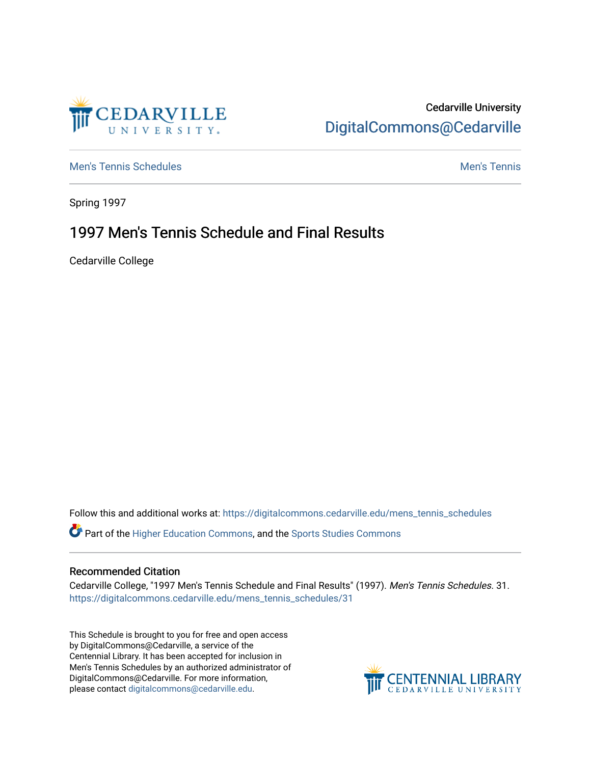Cedarville University

DigitalCommons@Cedarville

Men's Tennis Schedules

Men's Tennis

Spring 1997

# 1997 Men's Tennis Schedule and Final Results

Cedarville College

Follow this and additional works at: https://digitalcommons.cedarville.edu/mens_tennis_schedules

Part of the Higher Education Commons, and the Sports Studies Commons

## Recommended Citation

Cedarville College, "1997 Men's Tennis Schedule and Final Results" (1997). *Men's Tennis Schedules*. 31.
https://digitalcommons.cedarville.edu/mens_tennis_schedules/31

This Schedule is brought to you for free and open access by DigitalCommons@Cedarville, a service of the Centennial Library. It has been accepted for inclusion in Men's Tennis Schedules by an authorized administrator of DigitalCommons@Cedarville. For more information, please contact digitalcommons@cedarville.edu.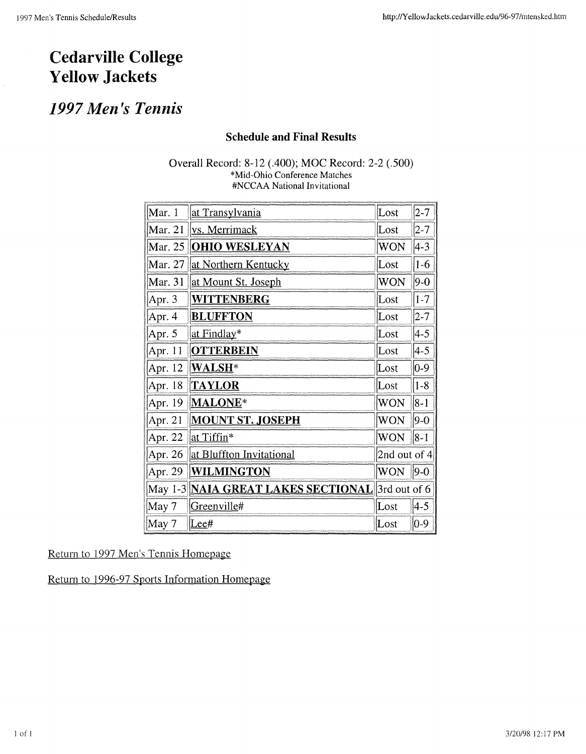# Cedarville College Yellow Jackets

## *1997 Men's Tennis*

### Schedule and Final Results

Overall Record: 8-12 (.400); MOC Record: 2-2 (.500)
*Mid-Ohio Conference Matches
#NCCAA National Invitational

| | | | |
|---|---|---|---|
| Mar. 1 | at Transylvania | Lost | 2-7 |
| Mar. 21 | vs. Merrimack | Lost | 2-7 |
| Mar. 25 | **OHIO WESLEYAN** | WON | 4-3 |
| Mar. 27 | at Northern Kentucky | Lost | 1-6 |
| Mar. 31 | at Mount St. Joseph | WON | 9-0 |
| Apr. 3 | **WITTENBERG** | Lost | 1-7 |
| Apr. 4 | **BLUFFTON** | Lost | 2-7 |
| Apr. 5 | at Findlay* | Lost | 4-5 |
| Apr. 11 | **OTTERBEIN** | Lost | 4-5 |
| Apr. 12 | **WALSH*** | Lost | 0-9 |
| Apr. 18 | **TAYLOR** | Lost | 1-8 |
| Apr. 19 | **MALONE*** | WON | 8-1 |
| Apr. 21 | **MOUNT ST. JOSEPH** | WON | 9-0 |
| Apr. 22 | at Tiffin* | WON | 8-1 |
| Apr. 26 | at Bluffton Invitational | 2nd out of 4 | |
| Apr. 29 | **WILMINGTON** | WON | 9-0 |
| May 1-3 | **NAIA GREAT LAKES SECTIONAL** | 3rd out of 6 | |
| May 7 | Greenville# | Lost | 4-5 |
| May 7 | Lee# | Lost | 0-9 |

Return to 1997 Men's Tennis Homepage

Return to 1996-97 Sports Information Homepage